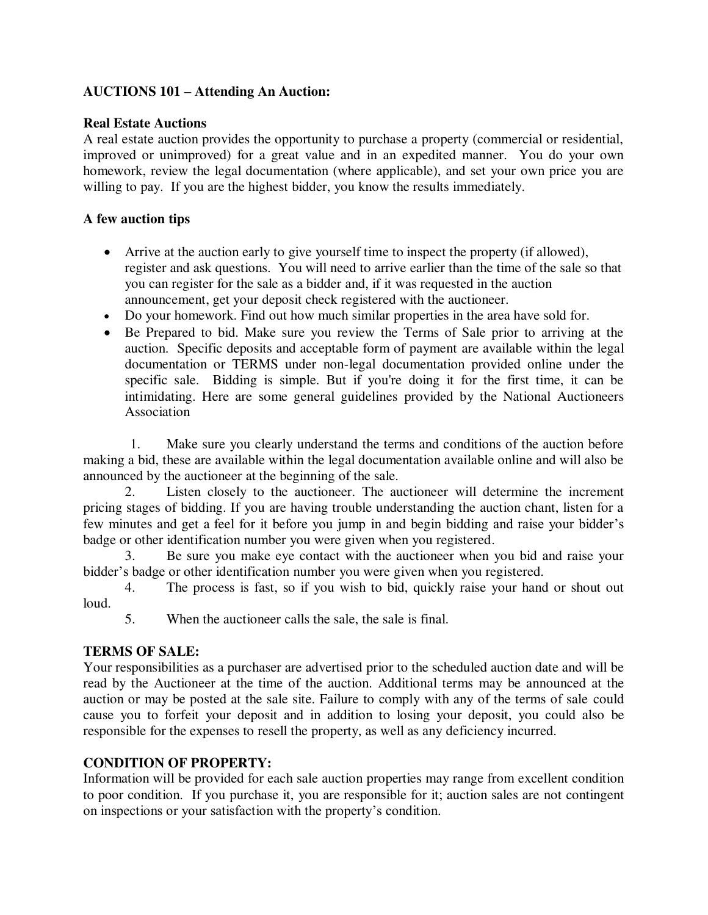**AUCTIONS 101 – Attending An Auction:**

**Real Estate Auctions**

A real estate auction provides the opportunity to purchase a property (commercial or residential, improved or unimproved) for a great value and in an expedited manner. You do your own homework, review the legal documentation (where applicable), and set your own price you are willing to pay. If you are the highest bidder, you know the results immediately.

**A few auction tips**

- Arrive at the auction early to give yourself time to inspect the property (if allowed), register and ask questions. You will need to arrive earlier than the time of the sale so that you can register for the sale as a bidder and, if it was requested in the auction announcement, get your deposit check registered with the auctioneer.
- Do your homework. Find out how much similar properties in the area have sold for.
- Be Prepared to bid. Make sure you review the Terms of Sale prior to arriving at the auction. Specific deposits and acceptable form of payment are available within the legal documentation or TERMS under non-legal documentation provided online under the specific sale. Bidding is simple. But if you're doing it for the first time, it can be intimidating. Here are some general guidelines provided by the National Auctioneers Association

1. Make sure you clearly understand the terms and conditions of the auction before making a bid, these are available within the legal documentation available online and will also be announced by the auctioneer at the beginning of the sale.
2. Listen closely to the auctioneer. The auctioneer will determine the increment pricing stages of bidding. If you are having trouble understanding the auction chant, listen for a few minutes and get a feel for it before you jump in and begin bidding and raise your bidder's badge or other identification number you were given when you registered.
3. Be sure you make eye contact with the auctioneer when you bid and raise your bidder's badge or other identification number you were given when you registered.
4. The process is fast, so if you wish to bid, quickly raise your hand or shout out loud.
5. When the auctioneer calls the sale, the sale is final.

**TERMS OF SALE:**

Your responsibilities as a purchaser are advertised prior to the scheduled auction date and will be read by the Auctioneer at the time of the auction. Additional terms may be announced at the auction or may be posted at the sale site. Failure to comply with any of the terms of sale could cause you to forfeit your deposit and in addition to losing your deposit, you could also be responsible for the expenses to resell the property, as well as any deficiency incurred.

**CONDITION OF PROPERTY:**

Information will be provided for each sale auction properties may range from excellent condition to poor condition. If you purchase it, you are responsible for it; auction sales are not contingent on inspections or your satisfaction with the property's condition.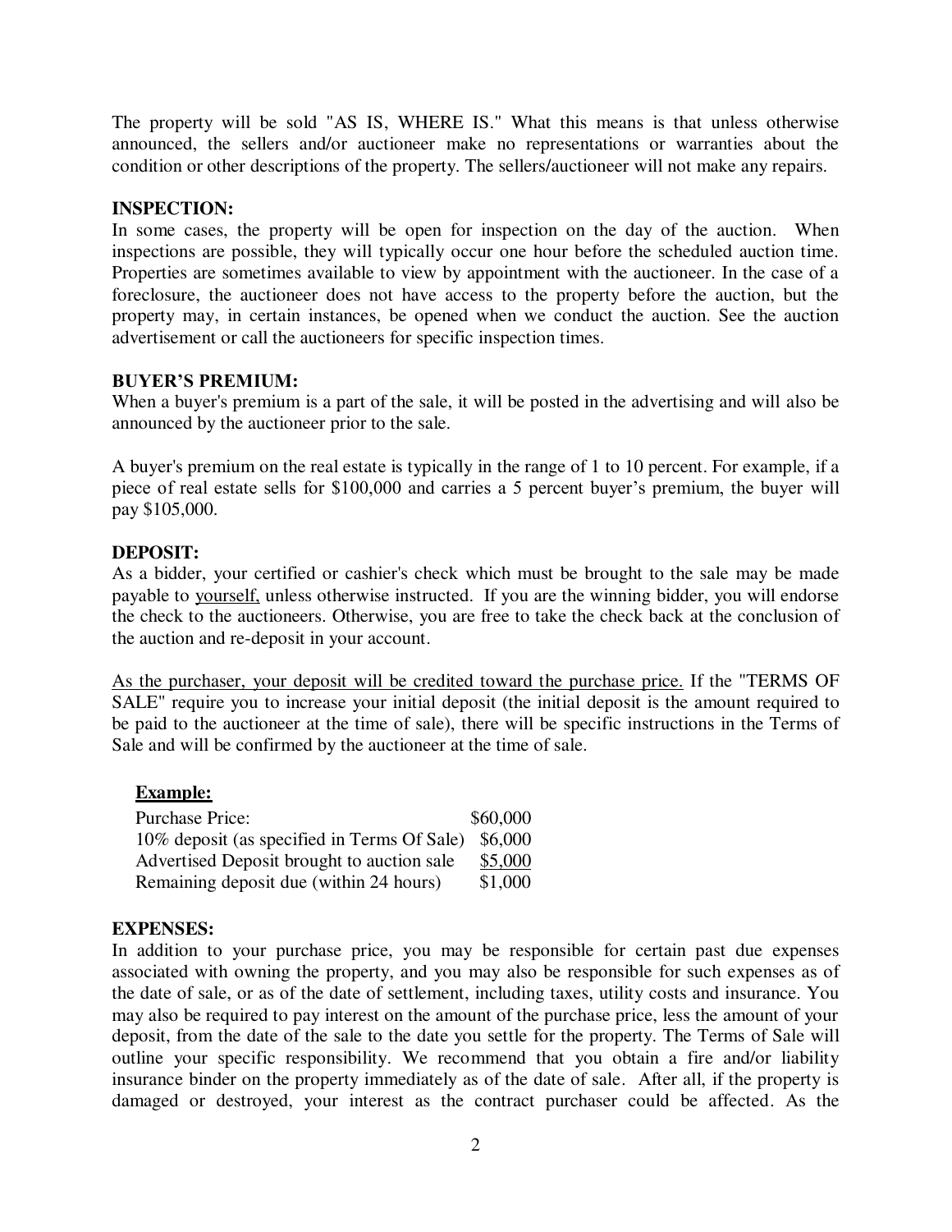The property will be sold "AS IS, WHERE IS." What this means is that unless otherwise announced, the sellers and/or auctioneer make no representations or warranties about the condition or other descriptions of the property. The sellers/auctioneer will not make any repairs.

**INSPECTION:**

In some cases, the property will be open for inspection on the day of the auction. When inspections are possible, they will typically occur one hour before the scheduled auction time. Properties are sometimes available to view by appointment with the auctioneer. In the case of a foreclosure, the auctioneer does not have access to the property before the auction, but the property may, in certain instances, be opened when we conduct the auction. See the auction advertisement or call the auctioneers for specific inspection times.

**BUYER'S PREMIUM:**

When a buyer's premium is a part of the sale, it will be posted in the advertising and will also be announced by the auctioneer prior to the sale.

A buyer's premium on the real estate is typically in the range of 1 to 10 percent. For example, if a piece of real estate sells for $100,000 and carries a 5 percent buyer's premium, the buyer will pay $105,000.

**DEPOSIT:**

As a bidder, your certified or cashier's check which must be brought to the sale may be made payable to <u>yourself,</u> unless otherwise instructed. If you are the winning bidder, you will endorse the check to the auctioneers. Otherwise, you are free to take the check back at the conclusion of the auction and re-deposit in your account.

<u>As the purchaser, your deposit will be credited toward the purchase price.</u> If the "TERMS OF SALE" require you to increase your initial deposit (the initial deposit is the amount required to be paid to the auctioneer at the time of sale), there will be specific instructions in the Terms of Sale and will be confirmed by the auctioneer at the time of sale.

**<u>Example:</u>**

| | |
|---|---|
| Purchase Price: | $60,000 |
| 10% deposit (as specified in Terms Of Sale) | $6,000 |
| Advertised Deposit brought to auction sale | <u>$5,000</u> |
| Remaining deposit due (within 24 hours) | $1,000 |

**EXPENSES:**

In addition to your purchase price, you may be responsible for certain past due expenses associated with owning the property, and you may also be responsible for such expenses as of the date of sale, or as of the date of settlement, including taxes, utility costs and insurance. You may also be required to pay interest on the amount of the purchase price, less the amount of your deposit, from the date of the sale to the date you settle for the property. The Terms of Sale will outline your specific responsibility. We recommend that you obtain a fire and/or liability insurance binder on the property immediately as of the date of sale. After all, if the property is damaged or destroyed, your interest as the contract purchaser could be affected. As the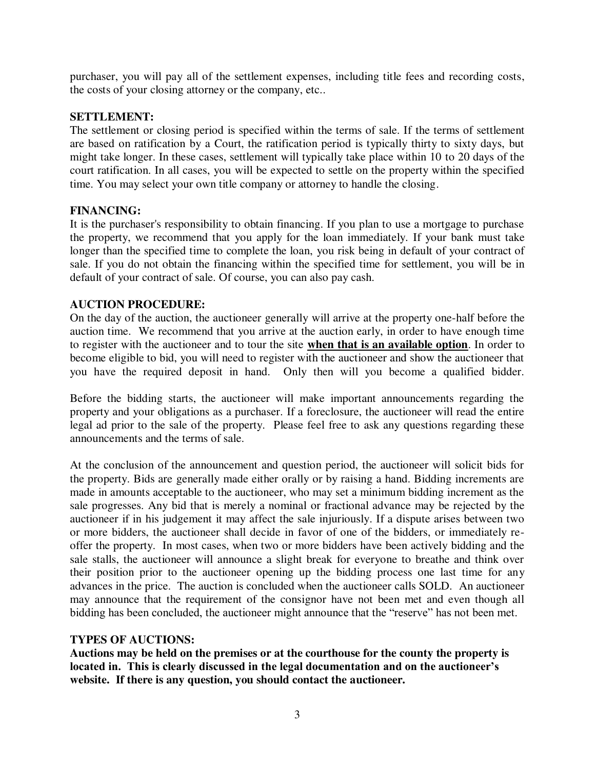purchaser, you will pay all of the settlement expenses, including title fees and recording costs, the costs of your closing attorney or the company, etc..

**SETTLEMENT:**

The settlement or closing period is specified within the terms of sale. If the terms of settlement are based on ratification by a Court, the ratification period is typically thirty to sixty days, but might take longer. In these cases, settlement will typically take place within 10 to 20 days of the court ratification. In all cases, you will be expected to settle on the property within the specified time. You may select your own title company or attorney to handle the closing.

**FINANCING:**

It is the purchaser's responsibility to obtain financing. If you plan to use a mortgage to purchase the property, we recommend that you apply for the loan immediately. If your bank must take longer than the specified time to complete the loan, you risk being in default of your contract of sale. If you do not obtain the financing within the specified time for settlement, you will be in default of your contract of sale. Of course, you can also pay cash.

**AUCTION PROCEDURE:**

On the day of the auction, the auctioneer generally will arrive at the property one-half before the auction time. We recommend that you arrive at the auction early, in order to have enough time to register with the auctioneer and to tour the site **<u>when that is an available option</u>**. In order to become eligible to bid, you will need to register with the auctioneer and show the auctioneer that you have the required deposit in hand. Only then will you become a qualified bidder.

Before the bidding starts, the auctioneer will make important announcements regarding the property and your obligations as a purchaser. If a foreclosure, the auctioneer will read the entire legal ad prior to the sale of the property. Please feel free to ask any questions regarding these announcements and the terms of sale.

At the conclusion of the announcement and question period, the auctioneer will solicit bids for the property. Bids are generally made either orally or by raising a hand. Bidding increments are made in amounts acceptable to the auctioneer, who may set a minimum bidding increment as the sale progresses. Any bid that is merely a nominal or fractional advance may be rejected by the auctioneer if in his judgement it may affect the sale injuriously. If a dispute arises between two or more bidders, the auctioneer shall decide in favor of one of the bidders, or immediately re-offer the property. In most cases, when two or more bidders have been actively bidding and the sale stalls, the auctioneer will announce a slight break for everyone to breathe and think over their position prior to the auctioneer opening up the bidding process one last time for any advances in the price. The auction is concluded when the auctioneer calls SOLD. An auctioneer may announce that the requirement of the consignor have not been met and even though all bidding has been concluded, the auctioneer might announce that the "reserve" has not been met.

**TYPES OF AUCTIONS:**

**Auctions may be held on the premises or at the courthouse for the county the property is located in. This is clearly discussed in the legal documentation and on the auctioneer's website. If there is any question, you should contact the auctioneer.**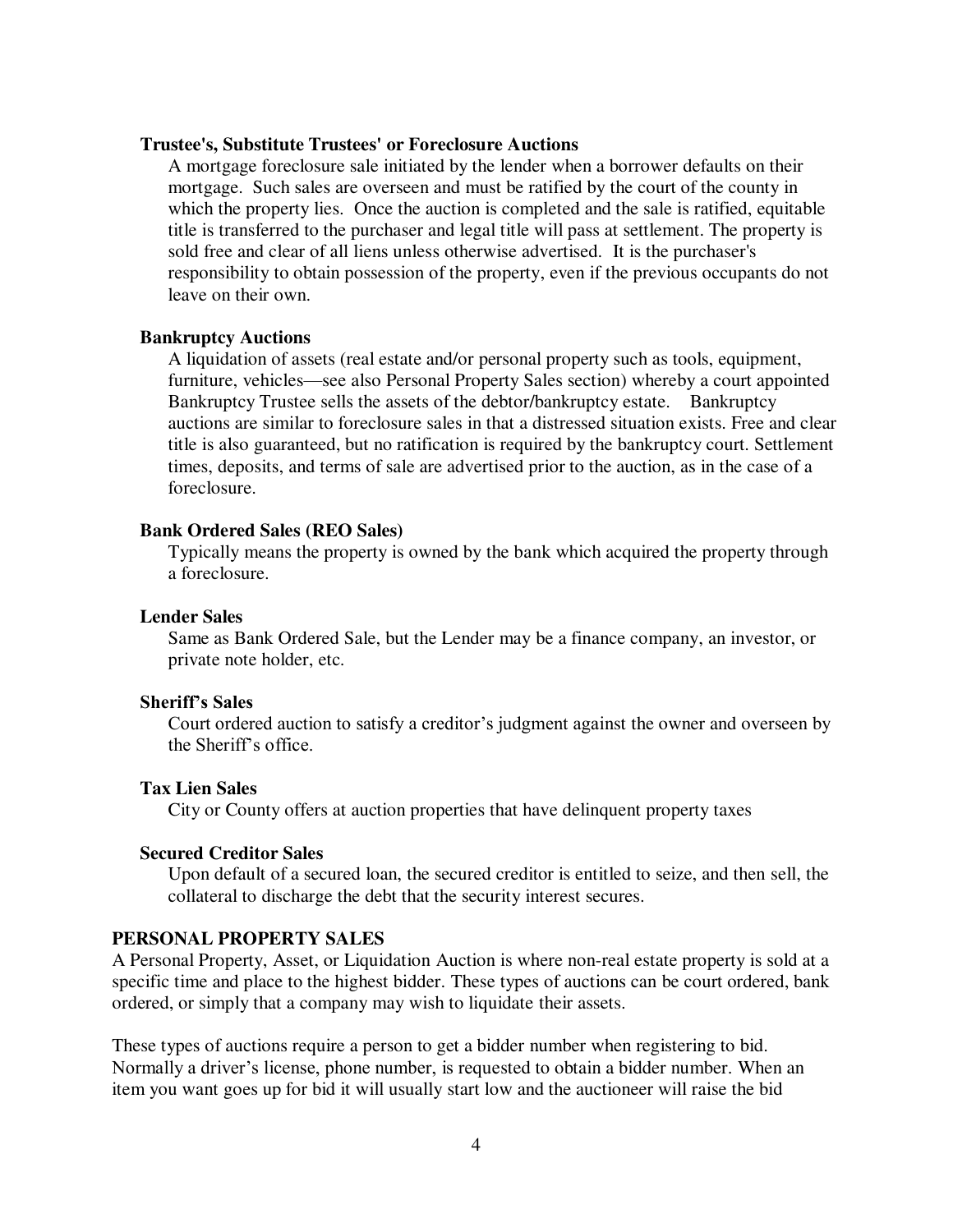### Trustee's, Substitute Trustees' or Foreclosure Auctions

A mortgage foreclosure sale initiated by the lender when a borrower defaults on their mortgage. Such sales are overseen and must be ratified by the court of the county in which the property lies. Once the auction is completed and the sale is ratified, equitable title is transferred to the purchaser and legal title will pass at settlement. The property is sold free and clear of all liens unless otherwise advertised. It is the purchaser's responsibility to obtain possession of the property, even if the previous occupants do not leave on their own.

### Bankruptcy Auctions

A liquidation of assets (real estate and/or personal property such as tools, equipment, furniture, vehicles—see also Personal Property Sales section) whereby a court appointed Bankruptcy Trustee sells the assets of the debtor/bankruptcy estate. Bankruptcy auctions are similar to foreclosure sales in that a distressed situation exists. Free and clear title is also guaranteed, but no ratification is required by the bankruptcy court. Settlement times, deposits, and terms of sale are advertised prior to the auction, as in the case of a foreclosure.

### Bank Ordered Sales (REO Sales)

Typically means the property is owned by the bank which acquired the property through a foreclosure.

### Lender Sales

Same as Bank Ordered Sale, but the Lender may be a finance company, an investor, or private note holder, etc.

### Sheriff's Sales

Court ordered auction to satisfy a creditor's judgment against the owner and overseen by the Sheriff's office.

### Tax Lien Sales

City or County offers at auction properties that have delinquent property taxes

### Secured Creditor Sales

Upon default of a secured loan, the secured creditor is entitled to seize, and then sell, the collateral to discharge the debt that the security interest secures.

## PERSONAL PROPERTY SALES

A Personal Property, Asset, or Liquidation Auction is where non-real estate property is sold at a specific time and place to the highest bidder. These types of auctions can be court ordered, bank ordered, or simply that a company may wish to liquidate their assets.

These types of auctions require a person to get a bidder number when registering to bid. Normally a driver's license, phone number, is requested to obtain a bidder number. When an item you want goes up for bid it will usually start low and the auctioneer will raise the bid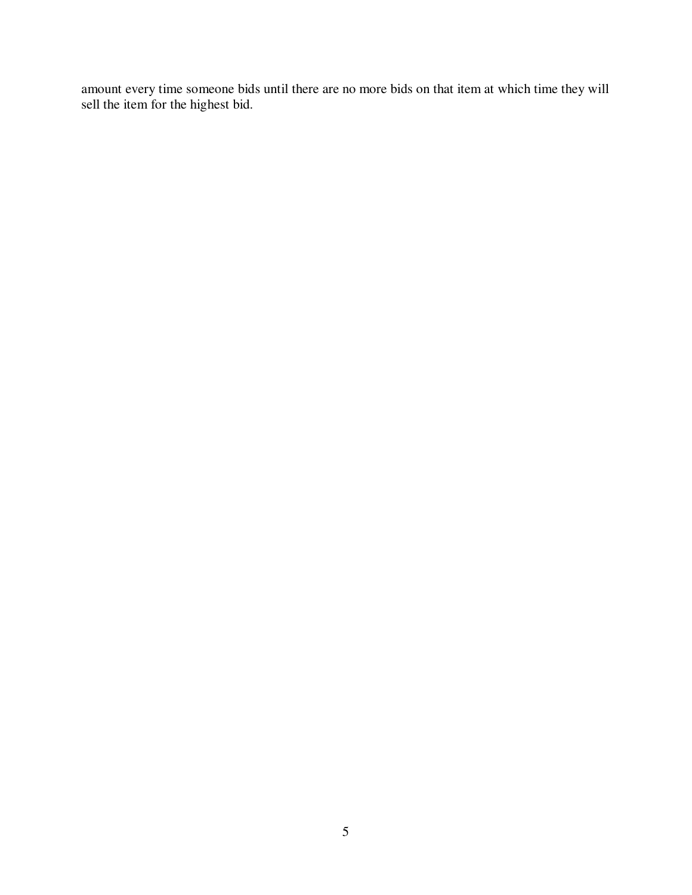amount every time someone bids until there are no more bids on that item at which time they will sell the item for the highest bid.